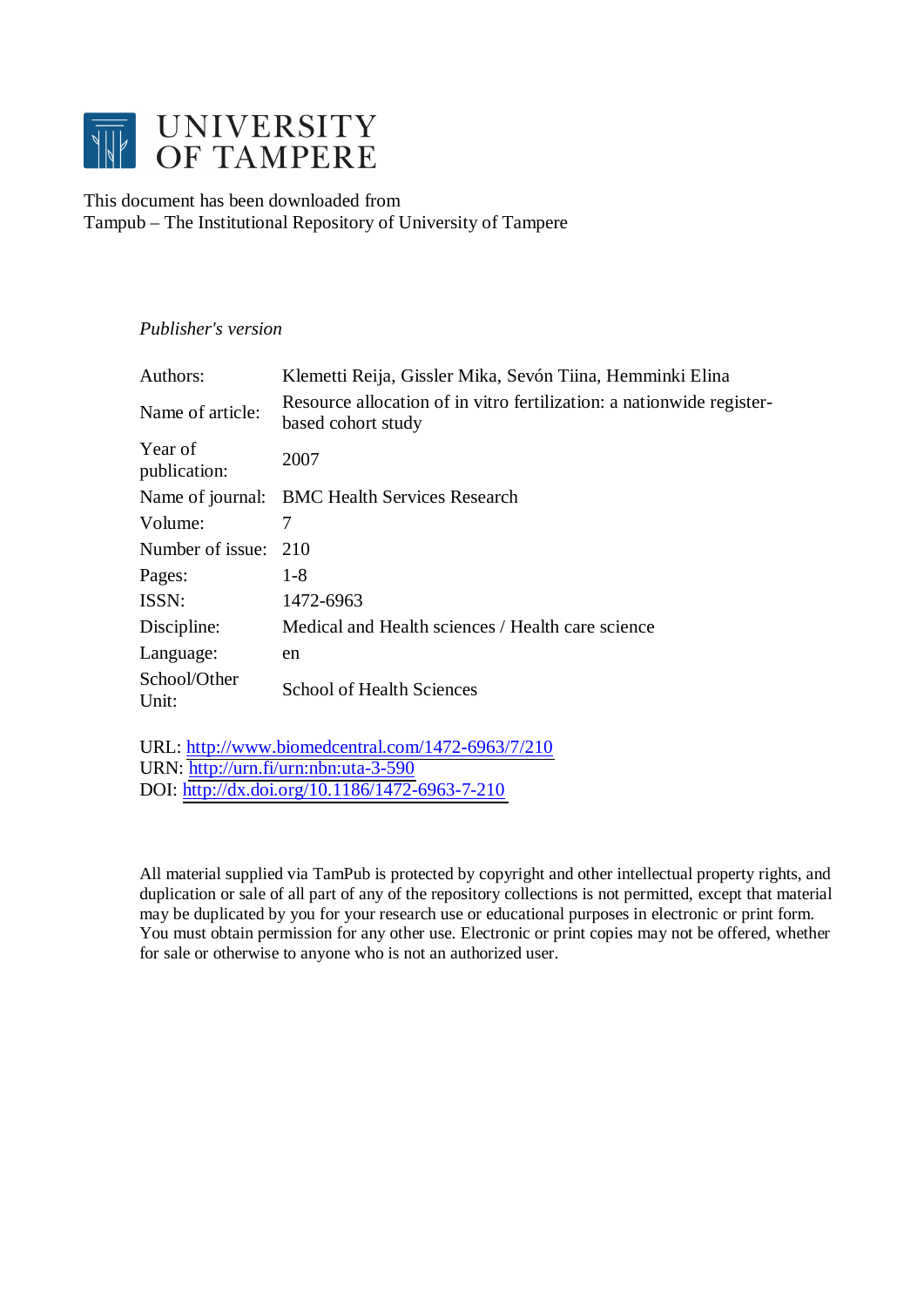# UNIVERSITY OF TAMPERE

This document has been downloaded from
Tampub – The Institutional Repository of University of Tampere

*Publisher's version*

| | |
|---|---|
| Authors: | Klemetti Reija, Gissler Mika, Sevón Tiina, Hemminki Elina |
| Name of article: | Resource allocation of in vitro fertilization: a nationwide register-based cohort study |
| Year of publication: | 2007 |
| Name of journal: | BMC Health Services Research |
| Volume: | 7 |
| Number of issue: | 210 |
| Pages: | 1-8 |
| ISSN: | 1472-6963 |
| Discipline: | Medical and Health sciences / Health care science |
| Language: | en |
| School/Other Unit: | School of Health Sciences |

URL: http://www.biomedcentral.com/1472-6963/7/210
URN: http://urn.fi/urn:nbn:uta-3-590
DOI: http://dx.doi.org/10.1186/1472-6963-7-210

All material supplied via TamPub is protected by copyright and other intellectual property rights, and duplication or sale of all part of any of the repository collections is not permitted, except that material may be duplicated by you for your research use or educational purposes in electronic or print form. You must obtain permission for any other use. Electronic or print copies may not be offered, whether for sale or otherwise to anyone who is not an authorized user.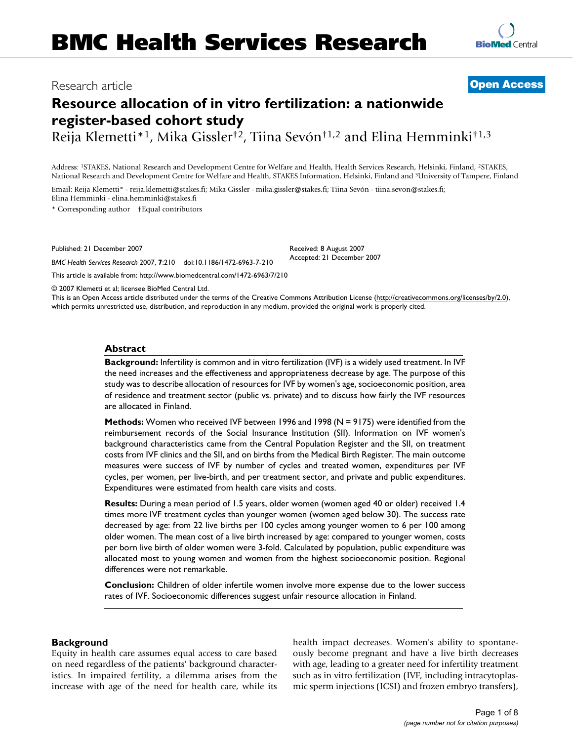# BMC Health Services Research

Research article

**Open Access**

# Resource allocation of in vitro fertilization: a nationwide register-based cohort study

Reija Klemetti*[1], Mika Gissler†[2], Tiina Sevón†[1,2] and Elina Hemminki†[1,3]

Address: [1]STAKES, National Research and Development Centre for Welfare and Health, Health Services Research, Helsinki, Finland, [2]STAKES, National Research and Development Centre for Welfare and Health, STAKES Information, Helsinki, Finland and [3]University of Tampere, Finland

Email: Reija Klemetti* - reija.klemetti@stakes.fi; Mika Gissler - mika.gissler@stakes.fi; Tiina Sevón - tiina.sevon@stakes.fi; Elina Hemminki - elina.hemminki@stakes.fi

\* Corresponding author †Equal contributors

Published: 21 December 2007

*BMC Health Services Research* 2007, **7**:210 doi:10.1186/1472-6963-7-210

Received: 8 August 2007
Accepted: 21 December 2007

This article is available from: http://www.biomedcentral.com/1472-6963/7/210

© 2007 Klemetti et al; licensee BioMed Central Ltd.

This is an Open Access article distributed under the terms of the Creative Commons Attribution License (http://creativecommons.org/licenses/by/2.0), which permits unrestricted use, distribution, and reproduction in any medium, provided the original work is properly cited.

## Abstract

**Background:** Infertility is common and in vitro fertilization (IVF) is a widely used treatment. In IVF the need increases and the effectiveness and appropriateness decrease by age. The purpose of this study was to describe allocation of resources for IVF by women's age, socioeconomic position, area of residence and treatment sector (public vs. private) and to discuss how fairly the IVF resources are allocated in Finland.

**Methods:** Women who received IVF between 1996 and 1998 (N = 9175) were identified from the reimbursement records of the Social Insurance Institution (SII). Information on IVF women's background characteristics came from the Central Population Register and the SII, on treatment costs from IVF clinics and the SII, and on births from the Medical Birth Register. The main outcome measures were success of IVF by number of cycles and treated women, expenditures per IVF cycles, per women, per live-birth, and per treatment sector, and private and public expenditures. Expenditures were estimated from health care visits and costs.

**Results:** During a mean period of 1.5 years, older women (women aged 40 or older) received 1.4 times more IVF treatment cycles than younger women (women aged below 30). The success rate decreased by age: from 22 live births per 100 cycles among younger women to 6 per 100 among older women. The mean cost of a live birth increased by age: compared to younger women, costs per born live birth of older women were 3-fold. Calculated by population, public expenditure was allocated most to young women and women from the highest socioeconomic position. Regional differences were not remarkable.

**Conclusion:** Children of older infertile women involve more expense due to the lower success rates of IVF. Socioeconomic differences suggest unfair resource allocation in Finland.

## Background

Equity in health care assumes equal access to care based on need regardless of the patients' background characteristics. In impaired fertility, a dilemma arises from the increase with age of the need for health care, while its health impact decreases. Women's ability to spontaneously become pregnant and have a live birth decreases with age, leading to a greater need for infertility treatment such as in vitro fertilization (IVF, including intracytoplasmic sperm injections (ICSI) and frozen embryo transfers),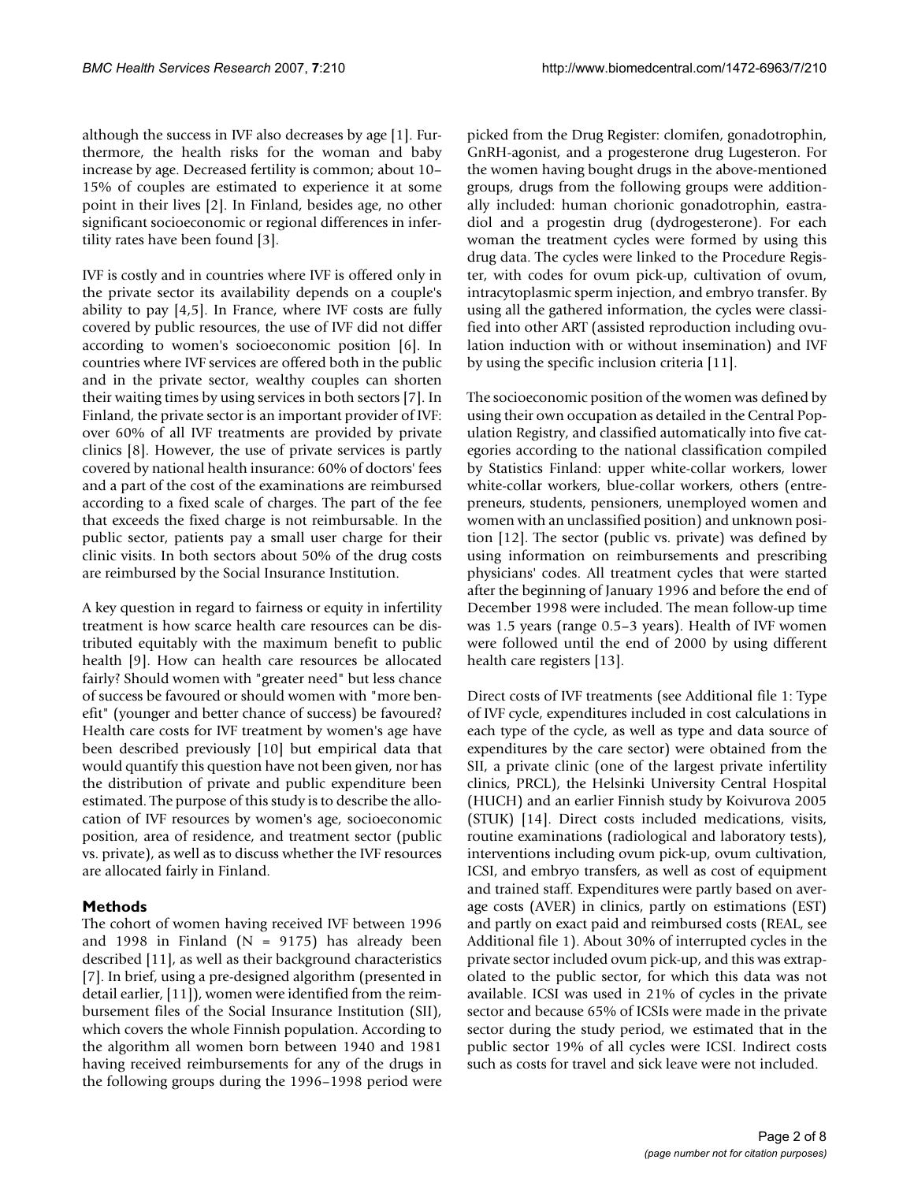although the success in IVF also decreases by age [1]. Furthermore, the health risks for the woman and baby increase by age. Decreased fertility is common; about 10–15% of couples are estimated to experience it at some point in their lives [2]. In Finland, besides age, no other significant socioeconomic or regional differences in infertility rates have been found [3].

IVF is costly and in countries where IVF is offered only in the private sector its availability depends on a couple's ability to pay [4,5]. In France, where IVF costs are fully covered by public resources, the use of IVF did not differ according to women's socioeconomic position [6]. In countries where IVF services are offered both in the public and in the private sector, wealthy couples can shorten their waiting times by using services in both sectors [7]. In Finland, the private sector is an important provider of IVF: over 60% of all IVF treatments are provided by private clinics [8]. However, the use of private services is partly covered by national health insurance: 60% of doctors' fees and a part of the cost of the examinations are reimbursed according to a fixed scale of charges. The part of the fee that exceeds the fixed charge is not reimbursable. In the public sector, patients pay a small user charge for their clinic visits. In both sectors about 50% of the drug costs are reimbursed by the Social Insurance Institution.

A key question in regard to fairness or equity in infertility treatment is how scarce health care resources can be distributed equitably with the maximum benefit to public health [9]. How can health care resources be allocated fairly? Should women with "greater need" but less chance of success be favoured or should women with "more benefit" (younger and better chance of success) be favoured? Health care costs for IVF treatment by women's age have been described previously [10] but empirical data that would quantify this question have not been given, nor has the distribution of private and public expenditure been estimated. The purpose of this study is to describe the allocation of IVF resources by women's age, socioeconomic position, area of residence, and treatment sector (public vs. private), as well as to discuss whether the IVF resources are allocated fairly in Finland.

## Methods

The cohort of women having received IVF between 1996 and 1998 in Finland (N = 9175) has already been described [11], as well as their background characteristics [7]. In brief, using a pre-designed algorithm (presented in detail earlier, [11]), women were identified from the reimbursement files of the Social Insurance Institution (SII), which covers the whole Finnish population. According to the algorithm all women born between 1940 and 1981 having received reimbursements for any of the drugs in the following groups during the 1996–1998 period were picked from the Drug Register: clomifen, gonadotrophin, GnRH-agonist, and a progesterone drug Lugesteron. For the women having bought drugs in the above-mentioned groups, drugs from the following groups were additionally included: human chorionic gonadotrophin, eastradiol and a progestin drug (dydrogesterone). For each woman the treatment cycles were formed by using this drug data. The cycles were linked to the Procedure Register, with codes for ovum pick-up, cultivation of ovum, intracytoplasmic sperm injection, and embryo transfer. By using all the gathered information, the cycles were classified into other ART (assisted reproduction including ovulation induction with or without insemination) and IVF by using the specific inclusion criteria [11].

The socioeconomic position of the women was defined by using their own occupation as detailed in the Central Population Registry, and classified automatically into five categories according to the national classification compiled by Statistics Finland: upper white-collar workers, lower white-collar workers, blue-collar workers, others (entrepreneurs, students, pensioners, unemployed women and women with an unclassified position) and unknown position [12]. The sector (public vs. private) was defined by using information on reimbursements and prescribing physicians' codes. All treatment cycles that were started after the beginning of January 1996 and before the end of December 1998 were included. The mean follow-up time was 1.5 years (range 0.5–3 years). Health of IVF women were followed until the end of 2000 by using different health care registers [13].

Direct costs of IVF treatments (see Additional file 1: Type of IVF cycle, expenditures included in cost calculations in each type of the cycle, as well as type and data source of expenditures by the care sector) were obtained from the SII, a private clinic (one of the largest private infertility clinics, PRCL), the Helsinki University Central Hospital (HUCH) and an earlier Finnish study by Koivurova 2005 (STUK) [14]. Direct costs included medications, visits, routine examinations (radiological and laboratory tests), interventions including ovum pick-up, ovum cultivation, ICSI, and embryo transfers, as well as cost of equipment and trained staff. Expenditures were partly based on average costs (AVER) in clinics, partly on estimations (EST) and partly on exact paid and reimbursed costs (REAL, see Additional file 1). About 30% of interrupted cycles in the private sector included ovum pick-up, and this was extrapolated to the public sector, for which this data was not available. ICSI was used in 21% of cycles in the private sector and because 65% of ICSIs were made in the private sector during the study period, we estimated that in the public sector 19% of all cycles were ICSI. Indirect costs such as costs for travel and sick leave were not included.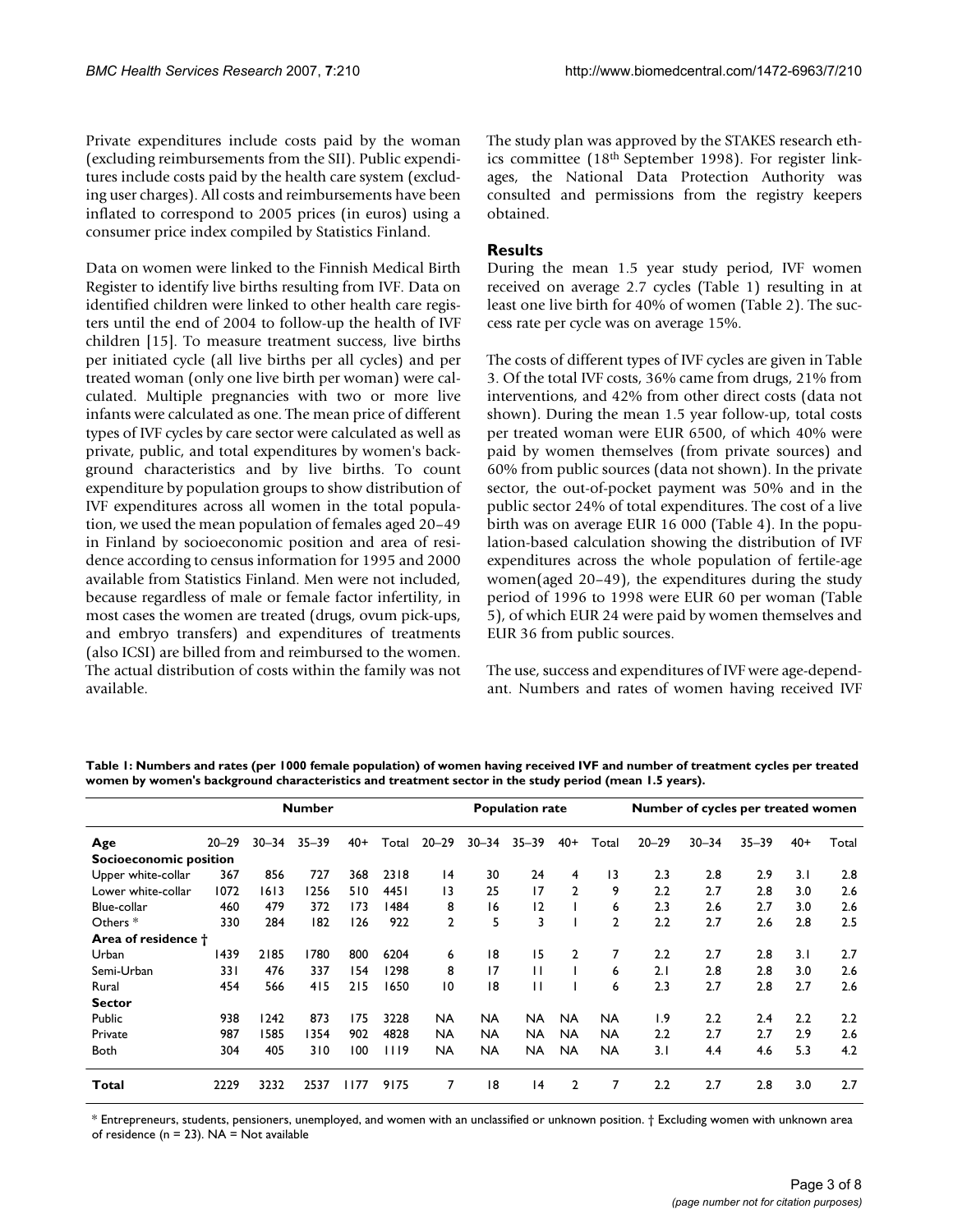Private expenditures include costs paid by the woman (excluding reimbursements from the SII). Public expenditures include costs paid by the health care system (excluding user charges). All costs and reimbursements have been inflated to correspond to 2005 prices (in euros) using a consumer price index compiled by Statistics Finland.

Data on women were linked to the Finnish Medical Birth Register to identify live births resulting from IVF. Data on identified children were linked to other health care registers until the end of 2004 to follow-up the health of IVF children [15]. To measure treatment success, live births per initiated cycle (all live births per all cycles) and per treated woman (only one live birth per woman) were calculated. Multiple pregnancies with two or more live infants were calculated as one. The mean price of different types of IVF cycles by care sector were calculated as well as private, public, and total expenditures by women's background characteristics and by live births. To count expenditure by population groups to show distribution of IVF expenditures across all women in the total population, we used the mean population of females aged 20–49 in Finland by socioeconomic position and area of residence according to census information for 1995 and 2000 available from Statistics Finland. Men were not included, because regardless of male or female factor infertility, in most cases the women are treated (drugs, ovum pick-ups, and embryo transfers) and expenditures of treatments (also ICSI) are billed from and reimbursed to the women. The actual distribution of costs within the family was not available.

The study plan was approved by the STAKES research ethics committee (18th September 1998). For register linkages, the National Data Protection Authority was consulted and permissions from the registry keepers obtained.

## Results

During the mean 1.5 year study period, IVF women received on average 2.7 cycles (Table 1) resulting in at least one live birth for 40% of women (Table 2). The success rate per cycle was on average 15%.

The costs of different types of IVF cycles are given in Table 3. Of the total IVF costs, 36% came from drugs, 21% from interventions, and 42% from other direct costs (data not shown). During the mean 1.5 year follow-up, total costs per treated woman were EUR 6500, of which 40% were paid by women themselves (from private sources) and 60% from public sources (data not shown). In the private sector, the out-of-pocket payment was 50% and in the public sector 24% of total expenditures. The cost of a live birth was on average EUR 16 000 (Table 4). In the population-based calculation showing the distribution of IVF expenditures across the whole population of fertile-age women(aged 20–49), the expenditures during the study period of 1996 to 1998 were EUR 60 per woman (Table 5), of which EUR 24 were paid by women themselves and EUR 36 from public sources.

The use, success and expenditures of IVF were age-dependant. Numbers and rates of women having received IVF

**Table 1: Numbers and rates (per 1000 female population) of women having received IVF and number of treatment cycles per treated women by women's background characteristics and treatment sector in the study period (mean 1.5 years).**

| | Number | | | | | Population rate | | | | | Number of cycles per treated women | | | | |
|---|---|---|---|---|---|---|---|---|---|---|---|---|---|---|---|
| **Age** | 20–29 | 30–34 | 35–39 | 40+ | Total | 20–29 | 30–34 | 35–39 | 40+ | Total | 20–29 | 30–34 | 35–39 | 40+ | Total |
| **Socioeconomic position** | | | | | | | | | | | | | | | |
| Upper white-collar | 367 | 856 | 727 | 368 | 2318 | 14 | 30 | 24 | 4 | 13 | 2.3 | 2.8 | 2.9 | 3.1 | 2.8 |
| Lower white-collar | 1072 | 1613 | 1256 | 510 | 4451 | 13 | 25 | 17 | 2 | 9 | 2.2 | 2.7 | 2.8 | 3.0 | 2.6 |
| Blue-collar | 460 | 479 | 372 | 173 | 1484 | 8 | 16 | 12 | 1 | 6 | 2.3 | 2.6 | 2.7 | 3.0 | 2.6 |
| Others * | 330 | 284 | 182 | 126 | 922 | 2 | 5 | 3 | 1 | 2 | 2.2 | 2.7 | 2.6 | 2.8 | 2.5 |
| **Area of residence †** | | | | | | | | | | | | | | | |
| Urban | 1439 | 2185 | 1780 | 800 | 6204 | 6 | 18 | 15 | 2 | 7 | 2.2 | 2.7 | 2.8 | 3.1 | 2.7 |
| Semi-Urban | 331 | 476 | 337 | 154 | 1298 | 8 | 17 | 11 | 1 | 6 | 2.1 | 2.8 | 2.8 | 3.0 | 2.6 |
| Rural | 454 | 566 | 415 | 215 | 1650 | 10 | 18 | 11 | 1 | 6 | 2.3 | 2.7 | 2.8 | 2.7 | 2.6 |
| **Sector** | | | | | | | | | | | | | | | |
| Public | 938 | 1242 | 873 | 175 | 3228 | NA | NA | NA | NA | NA | 1.9 | 2.2 | 2.4 | 2.2 | 2.2 |
| Private | 987 | 1585 | 1354 | 902 | 4828 | NA | NA | NA | NA | NA | 2.2 | 2.7 | 2.7 | 2.9 | 2.6 |
| Both | 304 | 405 | 310 | 100 | 1119 | NA | NA | NA | NA | NA | 3.1 | 4.4 | 4.6 | 5.3 | 4.2 |
| **Total** | 2229 | 3232 | 2537 | 1177 | 9175 | 7 | 18 | 14 | 2 | 7 | 2.2 | 2.7 | 2.8 | 3.0 | 2.7 |

* Entrepreneurs, students, pensioners, unemployed, and women with an unclassified or unknown position. † Excluding women with unknown area of residence (n = 23). NA = Not available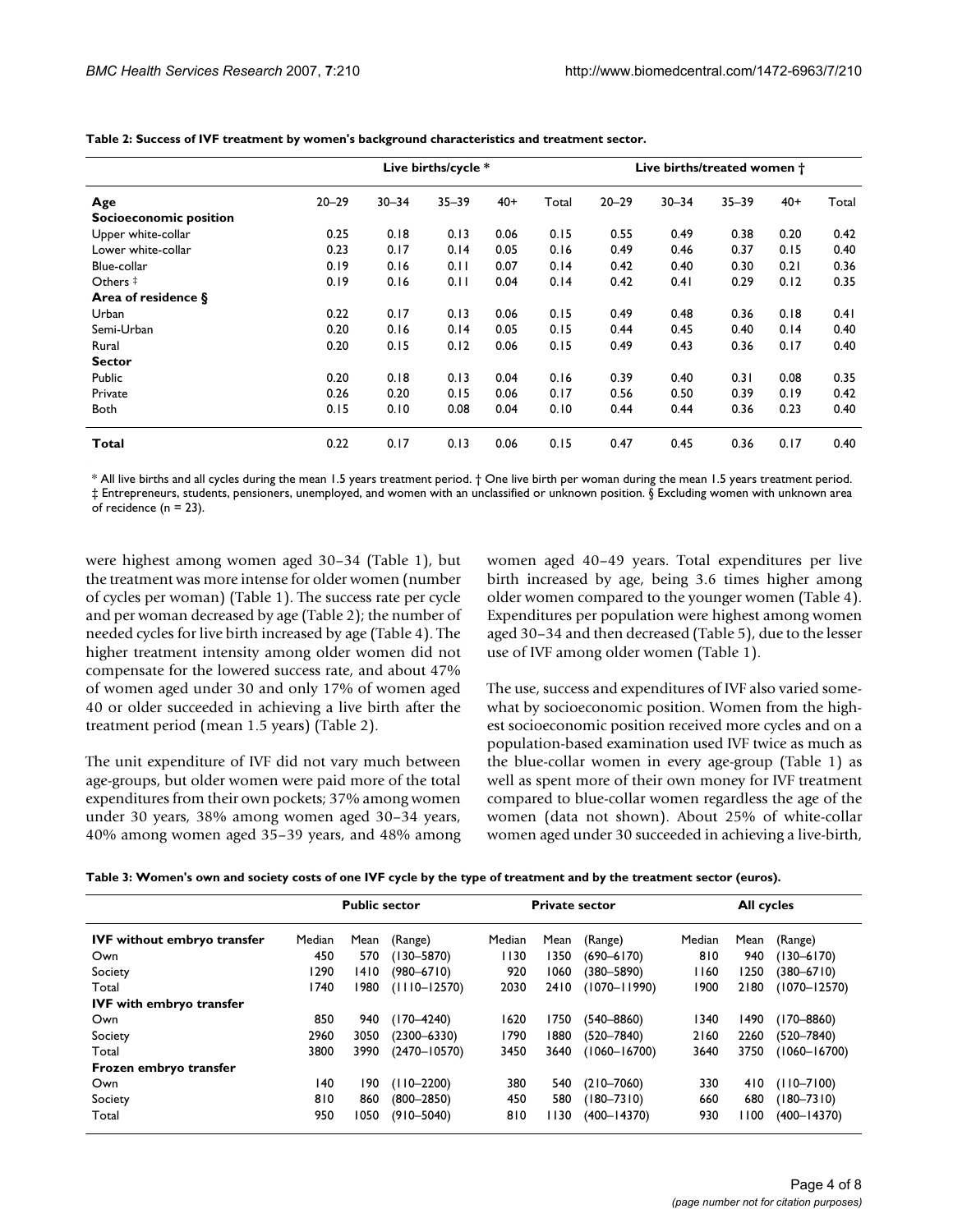**Table 2: Success of IVF treatment by women's background characteristics and treatment sector.**

| | Live births/cycle * | | | | | Live births/treated women † | | | | |
|---|---|---|---|---|---|---|---|---|---|---|
| **Age** | 20–29 | 30–34 | 35–39 | 40+ | Total | 20–29 | 30–34 | 35–39 | 40+ | Total |
| **Socioeconomic position** | | | | | | | | | | |
| Upper white-collar | 0.25 | 0.18 | 0.13 | 0.06 | 0.15 | 0.55 | 0.49 | 0.38 | 0.20 | 0.42 |
| Lower white-collar | 0.23 | 0.17 | 0.14 | 0.05 | 0.16 | 0.49 | 0.46 | 0.37 | 0.15 | 0.40 |
| Blue-collar | 0.19 | 0.16 | 0.11 | 0.07 | 0.14 | 0.42 | 0.40 | 0.30 | 0.21 | 0.36 |
| Others ‡ | 0.19 | 0.16 | 0.11 | 0.04 | 0.14 | 0.42 | 0.41 | 0.29 | 0.12 | 0.35 |
| **Area of residence §** | | | | | | | | | | |
| Urban | 0.22 | 0.17 | 0.13 | 0.06 | 0.15 | 0.49 | 0.48 | 0.36 | 0.18 | 0.41 |
| Semi-Urban | 0.20 | 0.16 | 0.14 | 0.05 | 0.15 | 0.44 | 0.45 | 0.40 | 0.14 | 0.40 |
| Rural | 0.20 | 0.15 | 0.12 | 0.06 | 0.15 | 0.49 | 0.43 | 0.36 | 0.17 | 0.40 |
| **Sector** | | | | | | | | | | |
| Public | 0.20 | 0.18 | 0.13 | 0.04 | 0.16 | 0.39 | 0.40 | 0.31 | 0.08 | 0.35 |
| Private | 0.26 | 0.20 | 0.15 | 0.06 | 0.17 | 0.56 | 0.50 | 0.39 | 0.19 | 0.42 |
| Both | 0.15 | 0.10 | 0.08 | 0.04 | 0.10 | 0.44 | 0.44 | 0.36 | 0.23 | 0.40 |
| **Total** | 0.22 | 0.17 | 0.13 | 0.06 | 0.15 | 0.47 | 0.45 | 0.36 | 0.17 | 0.40 |

\* All live births and all cycles during the mean 1.5 years treatment period. † One live birth per woman during the mean 1.5 years treatment period. ‡ Entrepreneurs, students, pensioners, unemployed, and women with an unclassified or unknown position. § Excluding women with unknown area of recidence (n = 23).

were highest among women aged 30–34 (Table 1), but the treatment was more intense for older women (number of cycles per woman) (Table 1). The success rate per cycle and per woman decreased by age (Table 2); the number of needed cycles for live birth increased by age (Table 4). The higher treatment intensity among older women did not compensate for the lowered success rate, and about 47% of women aged under 30 and only 17% of women aged 40 or older succeeded in achieving a live birth after the treatment period (mean 1.5 years) (Table 2).

The unit expenditure of IVF did not vary much between age-groups, but older women were paid more of the total expenditures from their own pockets; 37% among women under 30 years, 38% among women aged 30–34 years, 40% among women aged 35–39 years, and 48% among women aged 40–49 years. Total expenditures per live birth increased by age, being 3.6 times higher among older women compared to the younger women (Table 4). Expenditures per population were highest among women aged 30–34 and then decreased (Table 5), due to the lesser use of IVF among older women (Table 1).

The use, success and expenditures of IVF also varied somewhat by socioeconomic position. Women from the highest socioeconomic position received more cycles and on a population-based examination used IVF twice as much as the blue-collar women in every age-group (Table 1) as well as spent more of their own money for IVF treatment compared to blue-collar women regardless the age of the women (data not shown). About 25% of white-collar women aged under 30 succeeded in achieving a live-birth,

**Table 3: Women's own and society costs of one IVF cycle by the type of treatment and by the treatment sector (euros).**

| | Public sector | | | Private sector | | | All cycles | | |
|---|---|---|---|---|---|---|---|---|---|
| **IVF without embryo transfer** | Median | Mean | (Range) | Median | Mean | (Range) | Median | Mean | (Range) |
| Own | 450 | 570 | (130–5870) | 1130 | 1350 | (690–6170) | 810 | 940 | (130–6170) |
| Society | 1290 | 1410 | (980–6710) | 920 | 1060 | (380–5890) | 1160 | 1250 | (380–6710) |
| Total | 1740 | 1980 | (1110–12570) | 2030 | 2410 | (1070–11990) | 1900 | 2180 | (1070–12570) |
| **IVF with embryo transfer** | | | | | | | | | |
| Own | 850 | 940 | (170–4240) | 1620 | 1750 | (540–8860) | 1340 | 1490 | (170–8860) |
| Society | 2960 | 3050 | (2300–6330) | 1790 | 1880 | (520–7840) | 2160 | 2260 | (520–7840) |
| Total | 3800 | 3990 | (2470–10570) | 3450 | 3640 | (1060–16700) | 3640 | 3750 | (1060–16700) |
| **Frozen embryo transfer** | | | | | | | | | |
| Own | 140 | 190 | (110–2200) | 380 | 540 | (210–7060) | 330 | 410 | (110–7100) |
| Society | 810 | 860 | (800–2850) | 450 | 580 | (180–7310) | 660 | 680 | (180–7310) |
| Total | 950 | 1050 | (910–5040) | 810 | 1130 | (400–14370) | 930 | 1100 | (400–14370) |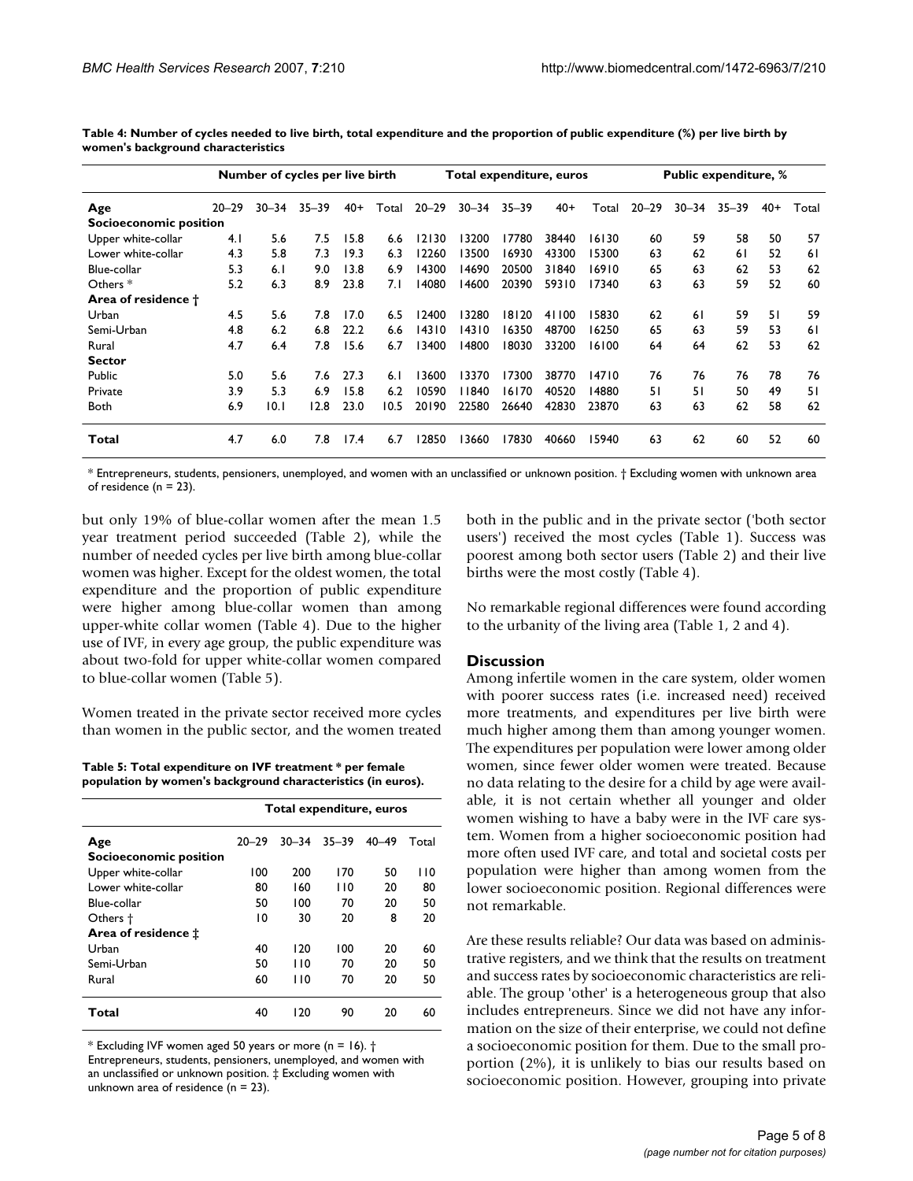**Table 4: Number of cycles needed to live birth, total expenditure and the proportion of public expenditure (%) per live birth by women's background characteristics**

| | Number of cycles per live birth | | | | | Total expenditure, euros | | | | | Public expenditure, % | | | | |
|---|---|---|---|---|---|---|---|---|---|---|---|---|---|---|---|
| **Age** | 20–29 | 30–34 | 35–39 | 40+ | Total | 20–29 | 30–34 | 35–39 | 40+ | Total | 20–29 | 30–34 | 35–39 | 40+ | Total |
| **Socioeconomic position** | | | | | | | | | | | | | | | |
| Upper white-collar | 4.1 | 5.6 | 7.5 | 15.8 | 6.6 | 12130 | 13200 | 17780 | 38440 | 16130 | 60 | 59 | 58 | 50 | 57 |
| Lower white-collar | 4.3 | 5.8 | 7.3 | 19.3 | 6.3 | 12260 | 13500 | 16930 | 43300 | 15300 | 63 | 62 | 61 | 52 | 61 |
| Blue-collar | 5.3 | 6.1 | 9.0 | 13.8 | 6.9 | 14300 | 14690 | 20500 | 31840 | 16910 | 65 | 63 | 62 | 53 | 62 |
| Others * | 5.2 | 6.3 | 8.9 | 23.8 | 7.1 | 14080 | 14600 | 20390 | 59310 | 17340 | 63 | 63 | 59 | 52 | 60 |
| **Area of residence †** | | | | | | | | | | | | | | | |
| Urban | 4.5 | 5.6 | 7.8 | 17.0 | 6.5 | 12400 | 13280 | 18120 | 41100 | 15830 | 62 | 61 | 59 | 51 | 59 |
| Semi-Urban | 4.8 | 6.2 | 6.8 | 22.2 | 6.6 | 14310 | 14310 | 16350 | 48700 | 16250 | 65 | 63 | 59 | 53 | 61 |
| Rural | 4.7 | 6.4 | 7.8 | 15.6 | 6.7 | 13400 | 14800 | 18030 | 33200 | 16100 | 64 | 64 | 62 | 53 | 62 |
| **Sector** | | | | | | | | | | | | | | | |
| Public | 5.0 | 5.6 | 7.6 | 27.3 | 6.1 | 13600 | 13370 | 17300 | 38770 | 14710 | 76 | 76 | 76 | 78 | 76 |
| Private | 3.9 | 5.3 | 6.9 | 15.8 | 6.2 | 10590 | 11840 | 16170 | 40520 | 14880 | 51 | 51 | 50 | 49 | 51 |
| Both | 6.9 | 10.1 | 12.8 | 23.0 | 10.5 | 20190 | 22580 | 26640 | 42830 | 23870 | 63 | 63 | 62 | 58 | 62 |
| **Total** | 4.7 | 6.0 | 7.8 | 17.4 | 6.7 | 12850 | 13660 | 17830 | 40660 | 15940 | 63 | 62 | 60 | 52 | 60 |

\* Entrepreneurs, students, pensioners, unemployed, and women with an unclassified or unknown position. † Excluding women with unknown area of residence (n = 23).

but only 19% of blue-collar women after the mean 1.5 year treatment period succeeded (Table 2), while the number of needed cycles per live birth among blue-collar women was higher. Except for the oldest women, the total expenditure and the proportion of public expenditure were higher among blue-collar women than among upper-white collar women (Table 4). Due to the higher use of IVF, in every age group, the public expenditure was about two-fold for upper white-collar women compared to blue-collar women (Table 5).

Women treated in the private sector received more cycles than women in the public sector, and the women treated both in the public and in the private sector ('both sector users') received the most cycles (Table 1). Success was poorest among both sector users (Table 2) and their live births were the most costly (Table 4).

No remarkable regional differences were found according to the urbanity of the living area (Table 1, 2 and 4).

**Table 5: Total expenditure on IVF treatment * per female population by women's background characteristics (in euros).**

| | Total expenditure, euros | | | | |
|---|---|---|---|---|---|
| **Age** | 20–29 | 30–34 | 35–39 | 40–49 | Total |
| **Socioeconomic position** | | | | | |
| Upper white-collar | 100 | 200 | 170 | 50 | 110 |
| Lower white-collar | 80 | 160 | 110 | 20 | 80 |
| Blue-collar | 50 | 100 | 70 | 20 | 50 |
| Others † | 10 | 30 | 20 | 8 | 20 |
| **Area of residence ‡** | | | | | |
| Urban | 40 | 120 | 100 | 20 | 60 |
| Semi-Urban | 50 | 110 | 70 | 20 | 50 |
| Rural | 60 | 110 | 70 | 20 | 50 |
| **Total** | 40 | 120 | 90 | 20 | 60 |

\* Excluding IVF women aged 50 years or more (n = 16). † Entrepreneurs, students, pensioners, unemployed, and women with an unclassified or unknown position. ‡ Excluding women with unknown area of residence (n = 23).

## Discussion

Among infertile women in the care system, older women with poorer success rates (i.e. increased need) received more treatments, and expenditures per live birth were much higher among them than among younger women. The expenditures per population were lower among older women, since fewer older women were treated. Because no data relating to the desire for a child by age were available, it is not certain whether all younger and older women wishing to have a baby were in the IVF care system. Women from a higher socioeconomic position had more often used IVF care, and total and societal costs per population were higher than among women from the lower socioeconomic position. Regional differences were not remarkable.

Are these results reliable? Our data was based on administrative registers, and we think that the results on treatment and success rates by socioeconomic characteristics are reliable. The group 'other' is a heterogeneous group that also includes entrepreneurs. Since we did not have any information on the size of their enterprise, we could not define a socioeconomic position for them. Due to the small proportion (2%), it is unlikely to bias our results based on socioeconomic position. However, grouping into private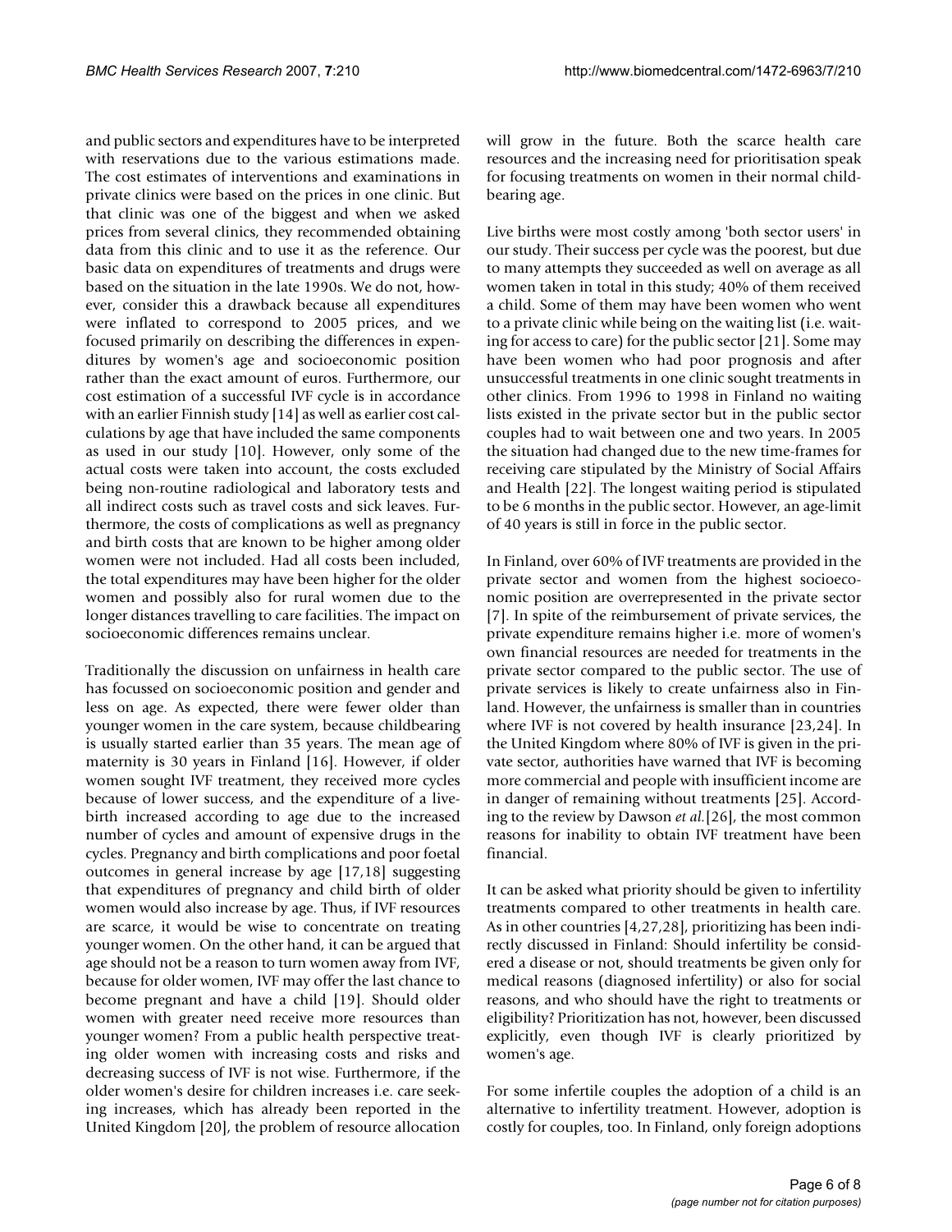and public sectors and expenditures have to be interpreted with reservations due to the various estimations made. The cost estimates of interventions and examinations in private clinics were based on the prices in one clinic. But that clinic was one of the biggest and when we asked prices from several clinics, they recommended obtaining data from this clinic and to use it as the reference. Our basic data on expenditures of treatments and drugs were based on the situation in the late 1990s. We do not, however, consider this a drawback because all expenditures were inflated to correspond to 2005 prices, and we focused primarily on describing the differences in expenditures by women's age and socioeconomic position rather than the exact amount of euros. Furthermore, our cost estimation of a successful IVF cycle is in accordance with an earlier Finnish study [14] as well as earlier cost calculations by age that have included the same components as used in our study [10]. However, only some of the actual costs were taken into account, the costs excluded being non-routine radiological and laboratory tests and all indirect costs such as travel costs and sick leaves. Furthermore, the costs of complications as well as pregnancy and birth costs that are known to be higher among older women were not included. Had all costs been included, the total expenditures may have been higher for the older women and possibly also for rural women due to the longer distances travelling to care facilities. The impact on socioeconomic differences remains unclear.

Traditionally the discussion on unfairness in health care has focussed on socioeconomic position and gender and less on age. As expected, there were fewer older than younger women in the care system, because childbearing is usually started earlier than 35 years. The mean age of maternity is 30 years in Finland [16]. However, if older women sought IVF treatment, they received more cycles because of lower success, and the expenditure of a live-birth increased according to age due to the increased number of cycles and amount of expensive drugs in the cycles. Pregnancy and birth complications and poor foetal outcomes in general increase by age [17,18] suggesting that expenditures of pregnancy and child birth of older women would also increase by age. Thus, if IVF resources are scarce, it would be wise to concentrate on treating younger women. On the other hand, it can be argued that age should not be a reason to turn women away from IVF, because for older women, IVF may offer the last chance to become pregnant and have a child [19]. Should older women with greater need receive more resources than younger women? From a public health perspective treating older women with increasing costs and risks and decreasing success of IVF is not wise. Furthermore, if the older women's desire for children increases i.e. care seeking increases, which has already been reported in the United Kingdom [20], the problem of resource allocation will grow in the future. Both the scarce health care resources and the increasing need for prioritisation speak for focusing treatments on women in their normal childbearing age.

Live births were most costly among 'both sector users' in our study. Their success per cycle was the poorest, but due to many attempts they succeeded as well on average as all women taken in total in this study; 40% of them received a child. Some of them may have been women who went to a private clinic while being on the waiting list (i.e. waiting for access to care) for the public sector [21]. Some may have been women who had poor prognosis and after unsuccessful treatments in one clinic sought treatments in other clinics. From 1996 to 1998 in Finland no waiting lists existed in the private sector but in the public sector couples had to wait between one and two years. In 2005 the situation had changed due to the new time-frames for receiving care stipulated by the Ministry of Social Affairs and Health [22]. The longest waiting period is stipulated to be 6 months in the public sector. However, an age-limit of 40 years is still in force in the public sector.

In Finland, over 60% of IVF treatments are provided in the private sector and women from the highest socioeconomic position are overrepresented in the private sector [7]. In spite of the reimbursement of private services, the private expenditure remains higher i.e. more of women's own financial resources are needed for treatments in the private sector compared to the public sector. The use of private services is likely to create unfairness also in Finland. However, the unfairness is smaller than in countries where IVF is not covered by health insurance [23,24]. In the United Kingdom where 80% of IVF is given in the private sector, authorities have warned that IVF is becoming more commercial and people with insufficient income are in danger of remaining without treatments [25]. According to the review by Dawson *et al.*[26], the most common reasons for inability to obtain IVF treatment have been financial.

It can be asked what priority should be given to infertility treatments compared to other treatments in health care. As in other countries [4,27,28], prioritizing has been indirectly discussed in Finland: Should infertility be considered a disease or not, should treatments be given only for medical reasons (diagnosed infertility) or also for social reasons, and who should have the right to treatments or eligibility? Prioritization has not, however, been discussed explicitly, even though IVF is clearly prioritized by women's age.

For some infertile couples the adoption of a child is an alternative to infertility treatment. However, adoption is costly for couples, too. In Finland, only foreign adoptions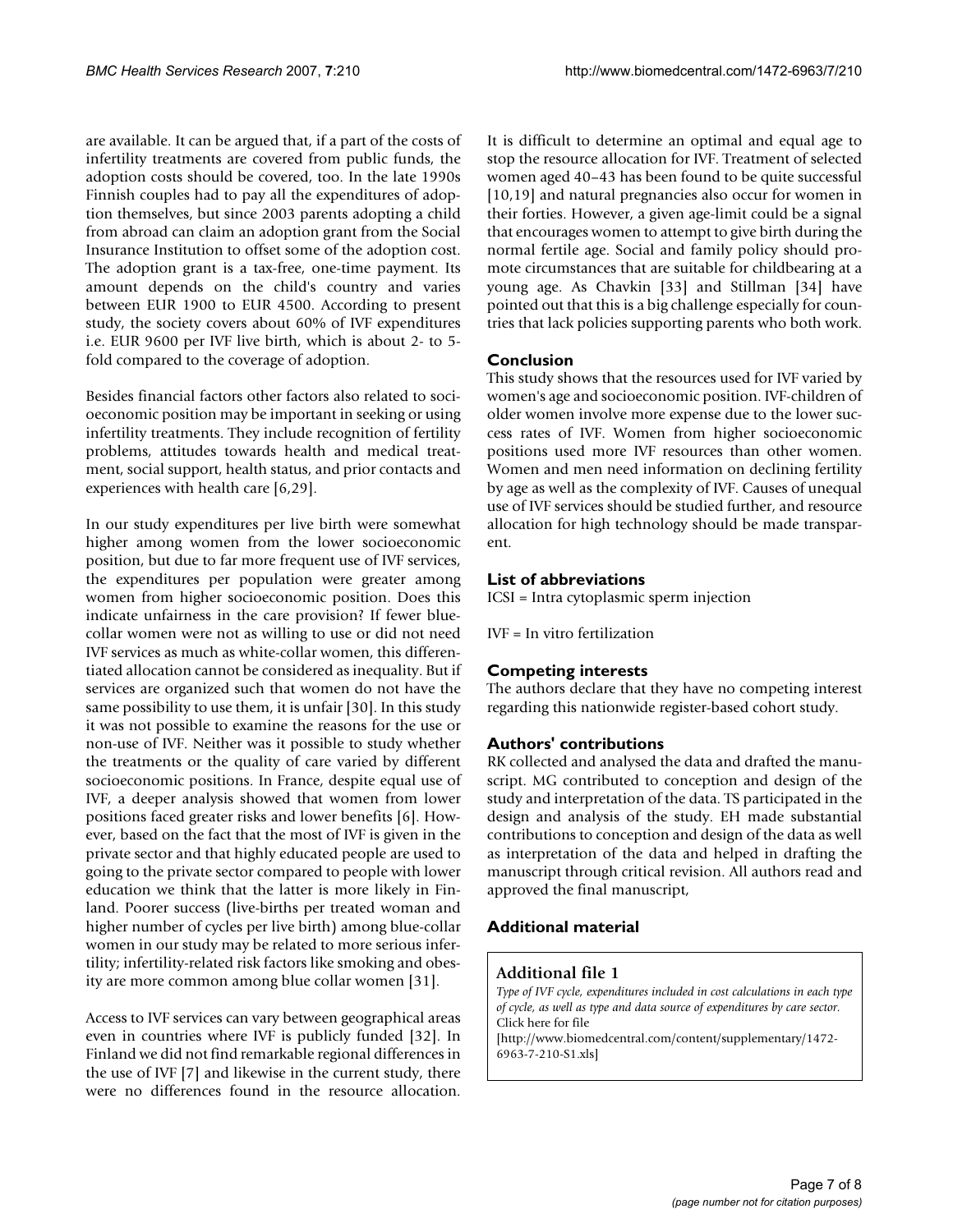are available. It can be argued that, if a part of the costs of infertility treatments are covered from public funds, the adoption costs should be covered, too. In the late 1990s Finnish couples had to pay all the expenditures of adoption themselves, but since 2003 parents adopting a child from abroad can claim an adoption grant from the Social Insurance Institution to offset some of the adoption cost. The adoption grant is a tax-free, one-time payment. Its amount depends on the child's country and varies between EUR 1900 to EUR 4500. According to present study, the society covers about 60% of IVF expenditures i.e. EUR 9600 per IVF live birth, which is about 2- to 5-fold compared to the coverage of adoption.

Besides financial factors other factors also related to socioeconomic position may be important in seeking or using infertility treatments. They include recognition of fertility problems, attitudes towards health and medical treatment, social support, health status, and prior contacts and experiences with health care [6,29].

In our study expenditures per live birth were somewhat higher among women from the lower socioeconomic position, but due to far more frequent use of IVF services, the expenditures per population were greater among women from higher socioeconomic position. Does this indicate unfairness in the care provision? If fewer blue-collar women were not as willing to use or did not need IVF services as much as white-collar women, this differentiated allocation cannot be considered as inequality. But if services are organized such that women do not have the same possibility to use them, it is unfair [30]. In this study it was not possible to examine the reasons for the use or non-use of IVF. Neither was it possible to study whether the treatments or the quality of care varied by different socioeconomic positions. In France, despite equal use of IVF, a deeper analysis showed that women from lower positions faced greater risks and lower benefits [6]. However, based on the fact that the most of IVF is given in the private sector and that highly educated people are used to going to the private sector compared to people with lower education we think that the latter is more likely in Finland. Poorer success (live-births per treated woman and higher number of cycles per live birth) among blue-collar women in our study may be related to more serious infertility; infertility-related risk factors like smoking and obesity are more common among blue collar women [31].

Access to IVF services can vary between geographical areas even in countries where IVF is publicly funded [32]. In Finland we did not find remarkable regional differences in the use of IVF [7] and likewise in the current study, there were no differences found in the resource allocation. It is difficult to determine an optimal and equal age to stop the resource allocation for IVF. Treatment of selected women aged 40–43 has been found to be quite successful [10,19] and natural pregnancies also occur for women in their forties. However, a given age-limit could be a signal that encourages women to attempt to give birth during the normal fertile age. Social and family policy should promote circumstances that are suitable for childbearing at a young age. As Chavkin [33] and Stillman [34] have pointed out that this is a big challenge especially for countries that lack policies supporting parents who both work.

## Conclusion

This study shows that the resources used for IVF varied by women's age and socioeconomic position. IVF-children of older women involve more expense due to the lower success rates of IVF. Women from higher socioeconomic positions used more IVF resources than other women. Women and men need information on declining fertility by age as well as the complexity of IVF. Causes of unequal use of IVF services should be studied further, and resource allocation for high technology should be made transparent.

## List of abbreviations

ICSI = Intra cytoplasmic sperm injection

IVF = In vitro fertilization

## Competing interests

The authors declare that they have no competing interest regarding this nationwide register-based cohort study.

## Authors' contributions

RK collected and analysed the data and drafted the manuscript. MG contributed to conception and design of the study and interpretation of the data. TS participated in the design and analysis of the study. EH made substantial contributions to conception and design of the data as well as interpretation of the data and helped in drafting the manuscript through critical revision. All authors read and approved the final manuscript,

## Additional material

### Additional file 1

*Type of IVF cycle, expenditures included in cost calculations in each type of cycle, as well as type and data source of expenditures by care sector.*
Click here for file
[http://www.biomedcentral.com/content/supplementary/1472-6963-7-210-S1.xls]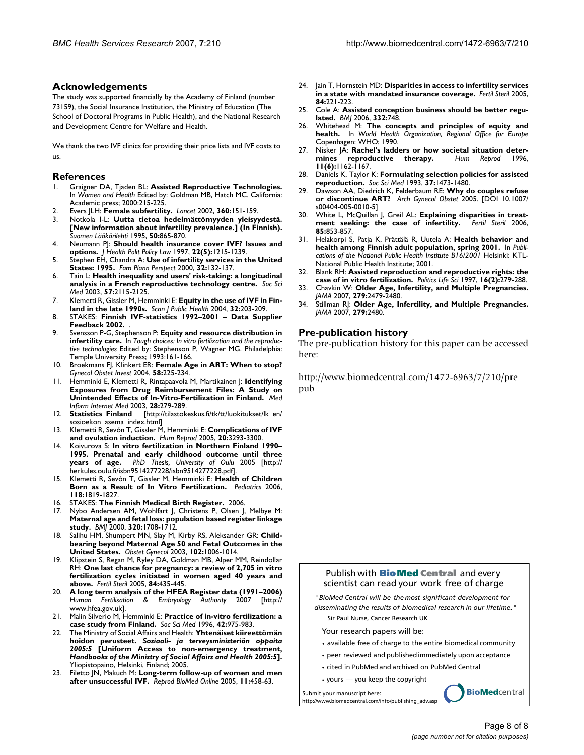## Acknowledgements

The study was supported financially by the Academy of Finland (number 73159), the Social Insurance Institution, the Ministry of Education (The School of Doctoral Programs in Public Health), and the National Research and Development Centre for Welfare and Health.

We thank the two IVF clinics for providing their price lists and IVF costs to us.

## References

1. Graigner DA, Tjaden BL: **Assisted Reproductive Technologies.** In *Women and Health* Edited by: Goldman MB, Hatch MC. California: Academic press; 2000:215-225.
2. Evers JLH: **Female subfertility.** *Lancet* 2002, **360:**151-159.
3. Notkola I-L: **Uutta tietoa hedelmättömyyden yleisyydestä. [New information about infertility prevalence.] (In Finnish).** *Suomen Lääkärilehti* 1995, **50:**865-870.
4. Neumann PJ: **Should health insurance cover IVF? Issues and options.** *J Health Polit Policy Law* 1997, **22(5):**1215-1239.
5. Stephen EH, Chandra A: **Use of infertility services in the United States: 1995.** *Fam Plann Perspect* 2000, **32:**132-137.
6. Tain L: **Health inequality and users' risk-taking: a longitudinal analysis in a French reproductive technology centre.** *Soc Sci Med* 2003, **57:**2115-2125.
7. Klemetti R, Gissler M, Hemminki E: **Equity in the use of IVF in Finland in the late 1990s.** *Scan J Public Health* 2004, **32:**203-209.
8. STAKES: **Finnish IVF-statistics 1992–2001 – Data Supplier Feedback 2002.** .
9. Svensson P-G, Stephenson P: **Equity and resource distribution in infertility care.** In *Tough choices: In vitro fertilization and the reproductive technologies* Edited by: Stephenson P, Wagner MG. Philadelphia: Temple University Press; 1993:161-166.
10. Broekmans FJ, Klinkert ER: **Female Age in ART: When to stop?** *Gynecol Obstet Invest* 2004, **58:**225-234.
11. Hemminki E, Klemetti R, Rintapaavola M, Martikainen J: **Identifying Exposures from Drug Reimbursement Files: A Study on Unintended Effects of In-Vitro-Fertilization in Finland.** *Med Inform Internet Med* 2003, **28:**279-289.
12. **Statistics Finland** [http://tilastokeskus.fi/tk/tt/luokitukset/lk_en/sosioekon_asema_index.html]
13. Klemetti R, Sevón T, Gissler M, Hemminki E: **Complications of IVF and ovulation induction.** *Hum Reprod* 2005, **20:**3293-3300.
14. Koivurova S: **In vitro fertilization in Northern Finland 1990–1995. Prenatal and early childhood outcome until three years of age.** *PhD Thesis, University of Oulu* 2005 [http://herkules.oulu.fi/isbn9514277228/isbn9514277228.pdf].
15. Klemetti R, Sevón T, Gissler M, Hemminki E: **Health of Children Born as a Result of In Vitro Fertilization.** *Pediatrics* 2006, **118:**1819-1827.
16. STAKES: **The Finnish Medical Birth Register.** 2006.
17. Nybo Andersen AM, Wohlfart J, Christens P, Olsen J, Melbye M: **Maternal age and fetal loss: population based register linkage study.** *BMJ* 2000, **320:**1708-1712.
18. Salihu HM, Shumpert MN, Slay M, Kirby RS, Aleksander GR: **Childbearing beyond Maternal Age 50 and Fetal Outcomes in the United States.** *Obstet Gynecol* 2003, **102:**1006-1014.
19. Klipstein S, Regan M, Ryley DA, Goldman MB, Alper MM, Reindollar RH: **One last chance for pregnancy: a review of 2,705 in vitro fertilization cycles initiated in women aged 40 years and above.** *Fertil Steril* 2005, **84:**435-445.
20. **A long term analysis of the HFEA Register data (1991–2006)** *Human Fertilisation & Embryology Authority* 2007 [http://www.hfea.gov.uk].
21. Malin Silverio M, Hemminki E: **Practice of in-vitro fertilization: a case study from Finland.** *Soc Sci Med* 1996, **42:**975-983.
22. The Ministry of Social Affairs and Health: **Yhtenäiset kiireettömän hoidon perusteet.** ***Sosiaali- ja terveysministeriön oppaita 2005:5* [Uniform Access to non-emergency treatment, *Handbooks of the Ministry of Social Affairs and Health 2005:5*].** Yliopistopaino, Helsinki, Finland; 2005.
23. Filetto JN, Makuch M: **Long-term follow-up of women and men after unsuccessful IVF.** *Reprod BioMed Online* 2005, **11:**458-63.
24. Jain T, Hornstein MD: **Disparities in access to infertility services in a state with mandated insurance coverage.** *Fertil Steril* 2005, **84:**221-223.
25. Cole A: **Assisted conception business should be better regulated.** *BMJ* 2006, **332:**748.
26. Whitehead M: **The concepts and principles of equity and health.** In *World Health Organization, Regional Office for Europe* Copenhagen: WHO; 1990.
27. Nisker JA: **Rachel's ladders or how societal situation determines reproductive therapy.** *Hum Reprod* 1996, **11(6):**1162-1167.
28. Daniels K, Taylor K: **Formulating selection policies for assisted reproduction.** *Soc Sci Med* 1993, **37:**1473-1480.
29. Dawson AA, Diedrich K, Felderbaum RE: **Why do couples refuse or discontinue ART?** *Arch Gynecol Obstet* 2005. [DOI 10.1007/s00404-005-0010-5]
30. White L, McQuillan J, Greil AL: **Explaining disparities in treatment seeking: the case of infertility.** *Fertil Steril* 2006, **85:**853-857.
31. Helakorpi S, Patja K, Prättälä R, Uutela A: **Health behavior and health among Finnish adult population, spring 2001.** In *Publications of the National Public Health Institute B16/2001* Helsinki: KTL-National Public Health Institute; 2001.
32. Blank RH: **Assisted reproduction and reproductive rights: the case of in vitro fertilization.** *Politics Life Sci* 1997, **16(2):**279-288.
33. Chavkin W: **Older Age, Infertility, and Multiple Pregnancies.** *JAMA* 2007, **279:**2479-2480.
34. Stillman RJ: **Older Age, Infertility, and Multiple Pregnancies.** *JAMA* 2007, **279:**2480.

## Pre-publication history

The pre-publication history for this paper can be accessed here:

http://www.biomedcentral.com/1472-6963/7/210/prepub

Publish with **BioMed Central** and every scientist can read your work free of charge

*"BioMed Central will be the most significant development for disseminating the results of biomedical research in our lifetime."*

Sir Paul Nurse, Cancer Research UK

Your research papers will be:

- available free of charge to the entire biomedical community
- peer reviewed and published immediately upon acceptance
- cited in PubMed and archived on PubMed Central
- yours — you keep the copyright

Submit your manuscript here:
http://www.biomedcentral.com/info/publishing_adv.asp

BioMedcentral